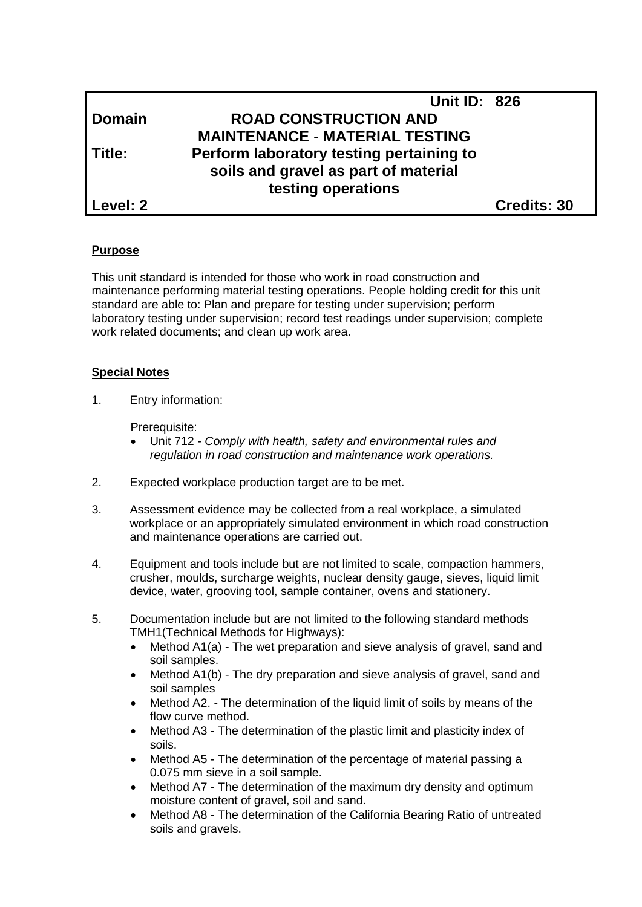| | | |
|---|---|---|
| | **Unit ID: 826** | |
| **Domain** | **ROAD CONSTRUCTION AND MAINTENANCE - MATERIAL TESTING** | |
| **Title:** | **Perform laboratory testing pertaining to soils and gravel as part of material testing operations** | |
| **Level: 2** | | **Credits: 30** |

**Purpose**

This unit standard is intended for those who work in road construction and maintenance performing material testing operations. People holding credit for this unit standard are able to: Plan and prepare for testing under supervision; perform laboratory testing under supervision; record test readings under supervision; complete work related documents; and clean up work area.

**Special Notes**

1. Entry information:

   Prerequisite:
   - Unit 712 - *Comply with health, safety and environmental rules and regulation in road construction and maintenance work operations.*

2. Expected workplace production target are to be met.

3. Assessment evidence may be collected from a real workplace, a simulated workplace or an appropriately simulated environment in which road construction and maintenance operations are carried out.

4. Equipment and tools include but are not limited to scale, compaction hammers, crusher, moulds, surcharge weights, nuclear density gauge, sieves, liquid limit device, water, grooving tool, sample container, ovens and stationery.

5. Documentation include but are not limited to the following standard methods TMH1(Technical Methods for Highways):
   - Method A1(a) - The wet preparation and sieve analysis of gravel, sand and soil samples.
   - Method A1(b) - The dry preparation and sieve analysis of gravel, sand and soil samples
   - Method A2. - The determination of the liquid limit of soils by means of the flow curve method.
   - Method A3 - The determination of the plastic limit and plasticity index of soils.
   - Method A5 - The determination of the percentage of material passing a 0.075 mm sieve in a soil sample.
   - Method A7 - The determination of the maximum dry density and optimum moisture content of gravel, soil and sand.
   - Method A8 - The determination of the California Bearing Ratio of untreated soils and gravels.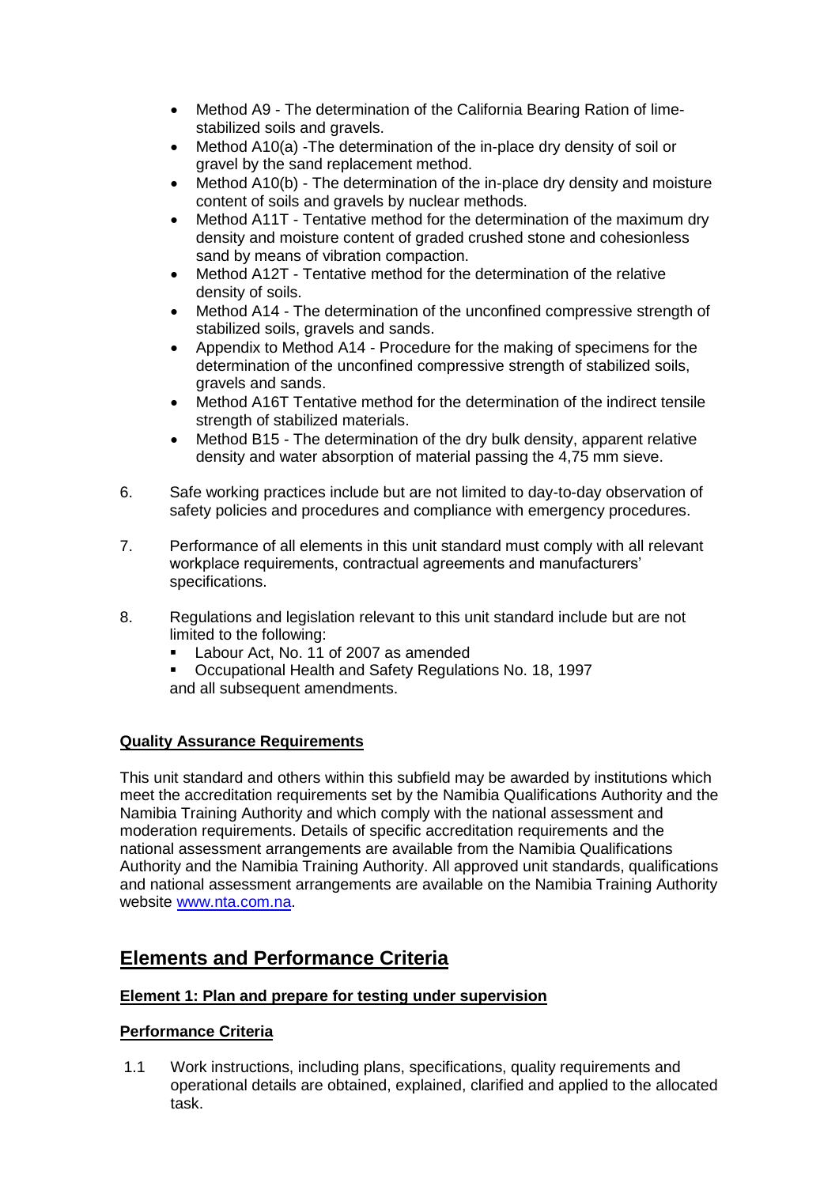- Method A9 - The determination of the California Bearing Ration of lime-stabilized soils and gravels.
- Method A10(a) -The determination of the in-place dry density of soil or gravel by the sand replacement method.
- Method A10(b) - The determination of the in-place dry density and moisture content of soils and gravels by nuclear methods.
- Method A11T - Tentative method for the determination of the maximum dry density and moisture content of graded crushed stone and cohesionless sand by means of vibration compaction.
- Method A12T - Tentative method for the determination of the relative density of soils.
- Method A14 - The determination of the unconfined compressive strength of stabilized soils, gravels and sands.
- Appendix to Method A14 - Procedure for the making of specimens for the determination of the unconfined compressive strength of stabilized soils, gravels and sands.
- Method A16T Tentative method for the determination of the indirect tensile strength of stabilized materials.
- Method B15 - The determination of the dry bulk density, apparent relative density and water absorption of material passing the 4,75 mm sieve.

6. Safe working practices include but are not limited to day-to-day observation of safety policies and procedures and compliance with emergency procedures.

7. Performance of all elements in this unit standard must comply with all relevant workplace requirements, contractual agreements and manufacturers' specifications.

8. Regulations and legislation relevant to this unit standard include but are not limited to the following:
   - Labour Act, No. 11 of 2007 as amended
   - Occupational Health and Safety Regulations No. 18, 1997

   and all subsequent amendments.

**Quality Assurance Requirements**

This unit standard and others within this subfield may be awarded by institutions which meet the accreditation requirements set by the Namibia Qualifications Authority and the Namibia Training Authority and which comply with the national assessment and moderation requirements. Details of specific accreditation requirements and the national assessment arrangements are available from the Namibia Qualifications Authority and the Namibia Training Authority. All approved unit standards, qualifications and national assessment arrangements are available on the Namibia Training Authority website www.nta.com.na.

# Elements and Performance Criteria

**Element 1: Plan and prepare for testing under supervision**

**Performance Criteria**

1.1 Work instructions, including plans, specifications, quality requirements and operational details are obtained, explained, clarified and applied to the allocated task.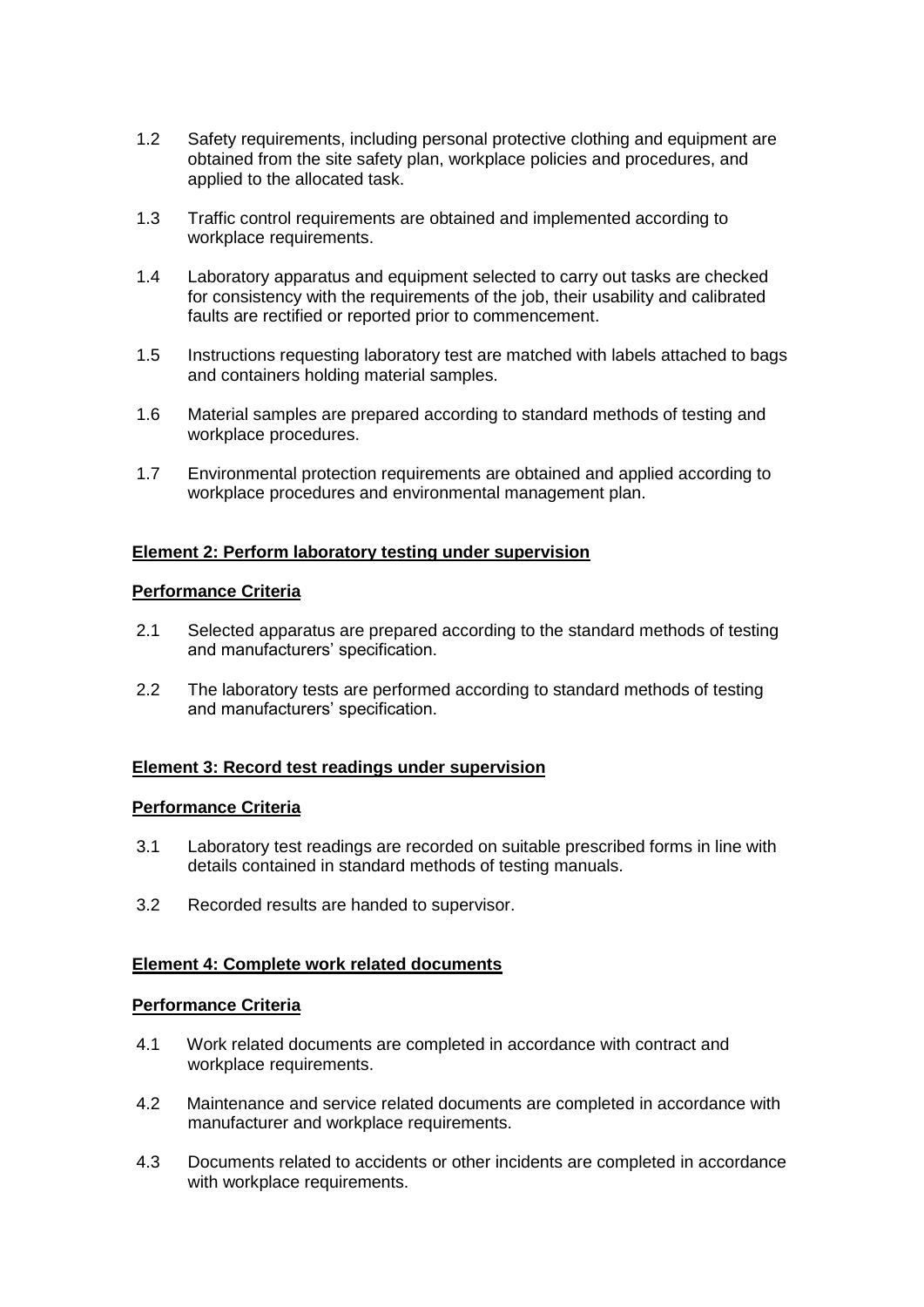1.2 Safety requirements, including personal protective clothing and equipment are obtained from the site safety plan, workplace policies and procedures, and applied to the allocated task.

1.3 Traffic control requirements are obtained and implemented according to workplace requirements.

1.4 Laboratory apparatus and equipment selected to carry out tasks are checked for consistency with the requirements of the job, their usability and calibrated faults are rectified or reported prior to commencement.

1.5 Instructions requesting laboratory test are matched with labels attached to bags and containers holding material samples.

1.6 Material samples are prepared according to standard methods of testing and workplace procedures.

1.7 Environmental protection requirements are obtained and applied according to workplace procedures and environmental management plan.

**Element 2: Perform laboratory testing under supervision**

**Performance Criteria**

2.1 Selected apparatus are prepared according to the standard methods of testing and manufacturers' specification.

2.2 The laboratory tests are performed according to standard methods of testing and manufacturers' specification.

**Element 3: Record test readings under supervision**

**Performance Criteria**

3.1 Laboratory test readings are recorded on suitable prescribed forms in line with details contained in standard methods of testing manuals.

3.2 Recorded results are handed to supervisor.

**Element 4: Complete work related documents**

**Performance Criteria**

4.1 Work related documents are completed in accordance with contract and workplace requirements.

4.2 Maintenance and service related documents are completed in accordance with manufacturer and workplace requirements.

4.3 Documents related to accidents or other incidents are completed in accordance with workplace requirements.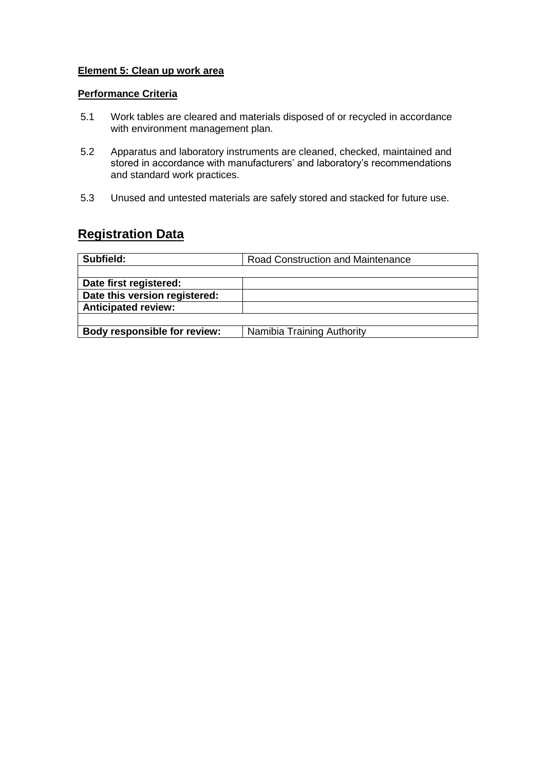**Element 5: Clean up work area**

**Performance Criteria**

5.1 Work tables are cleared and materials disposed of or recycled in accordance with environment management plan.

5.2 Apparatus and laboratory instruments are cleaned, checked, maintained and stored in accordance with manufacturers' and laboratory's recommendations and standard work practices.

5.3 Unused and untested materials are safely stored and stacked for future use.

## Registration Data

| | |
|---|---|
| **Subfield:** | Road Construction and Maintenance |
| | |
| **Date first registered:** | |
| **Date this version registered:** | |
| **Anticipated review:** | |
| | |
| **Body responsible for review:** | Namibia Training Authority |